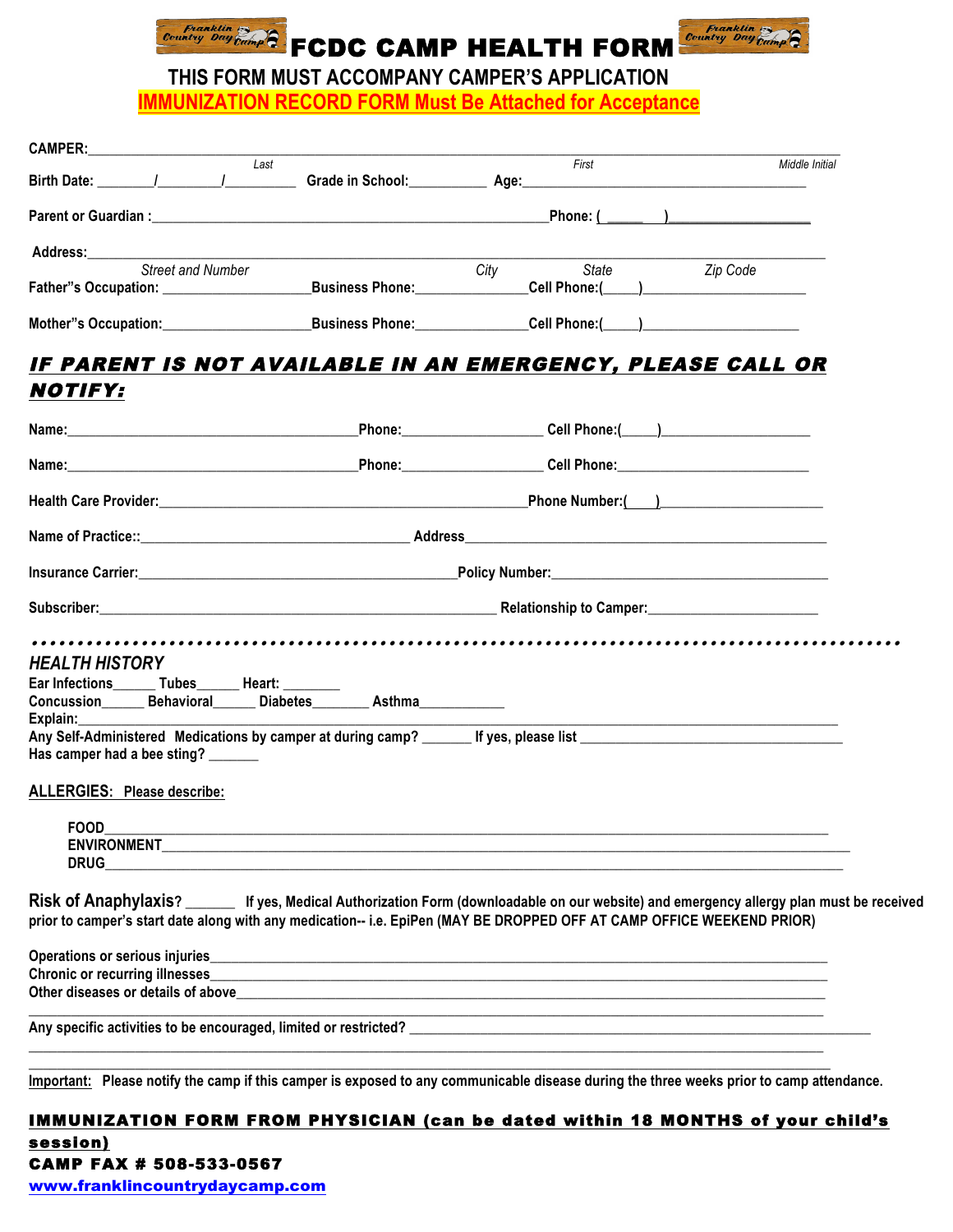# FCDC CAMP HEALTH FORM

**THIS FORM MUST ACCOMPANY CAMPER'S APPLICATION**

**IMMUNIZATION RECORD FORM Must Be Attached for Acceptance**

**CAMPER:**\_\_\_\_\_\_\_\_\_\_\_\_\_\_\_\_\_\_\_\_\_\_\_\_\_\_\_\_\_\_\_\_\_\_\_\_\_\_\_\_\_\_\_\_\_\_\_\_\_\_\_\_\_\_\_\_\_\_\_\_\_\_\_\_\_\_\_\_\_\_\_\_\_\_\_\_\_\_\_\_\_\_\_\_\_\_\_\_\_\_\_\_

*Last* *First* *Middle Initial*

**Birth Date:** \_\_\_\_\_\_\_\_/\_\_\_\_\_\_\_\_\_/\_\_\_\_\_\_\_\_\_\_ **Grade in School:**\_\_\_\_\_\_\_\_\_\_ **Age:**\_\_\_\_\_\_\_\_\_\_\_\_\_\_\_\_\_\_\_\_\_\_\_\_\_\_\_\_\_\_\_\_\_\_\_\_\_\_\_\_

**Parent or Guardian :**\_\_\_\_\_\_\_\_\_\_\_\_\_\_\_\_\_\_\_\_\_\_\_\_\_\_\_\_\_\_\_\_\_\_\_\_\_\_\_\_\_\_\_\_\_\_\_\_\_\_\_\_\_\_\_**Phone: ( \_\_\_\_\_ )**\_\_\_\_\_\_\_\_\_\_\_\_\_\_\_\_\_\_\_\_

**Address:**\_\_\_\_\_\_\_\_\_\_\_\_\_\_\_\_\_\_\_\_\_\_\_\_\_\_\_\_\_\_\_\_\_\_\_\_\_\_\_\_\_\_\_\_\_\_\_\_\_\_\_\_\_\_\_\_\_\_\_\_\_\_\_\_\_\_\_\_\_\_\_\_\_\_\_\_\_\_\_\_\_\_\_\_\_\_\_\_\_\_\_\_\_\_\_

*Street and Number* *City* *State* *Zip Code*

**Father"s Occupation:** \_\_\_\_\_\_\_\_\_\_\_\_\_\_\_\_\_\_\_\_**Business Phone:**\_\_\_\_\_\_\_\_\_\_\_\_\_\_\_**Cell Phone:(\_\_\_\_\_)**\_\_\_\_\_\_\_\_\_\_\_\_\_\_\_\_\_\_\_\_\_\_

**Mother"s Occupation:**\_\_\_\_\_\_\_\_\_\_\_\_\_\_\_\_\_\_\_\_**Business Phone:**\_\_\_\_\_\_\_\_\_\_\_\_\_\_\_**Cell Phone:(\_\_\_\_\_)**\_\_\_\_\_\_\_\_\_\_\_\_\_\_\_\_\_\_\_\_\_

## *IF PARENT IS NOT AVAILABLE IN AN EMERGENCY, PLEASE CALL OR NOTIFY:*

**Name:**\_\_\_\_\_\_\_\_\_\_\_\_\_\_\_\_\_\_\_\_\_\_\_\_\_\_\_\_\_\_\_\_\_\_\_\_\_\_\_\_\_\_**Phone:**\_\_\_\_\_\_\_\_\_\_\_\_\_\_\_\_\_\_\_\_ **Cell Phone:(\_\_\_\_\_)**\_\_\_\_\_\_\_\_\_\_\_\_\_\_\_\_\_\_\_\_\_

**Name:**\_\_\_\_\_\_\_\_\_\_\_\_\_\_\_\_\_\_\_\_\_\_\_\_\_\_\_\_\_\_\_\_\_\_\_\_\_\_\_\_\_\_**Phone:**\_\_\_\_\_\_\_\_\_\_\_\_\_\_\_\_\_\_\_\_ **Cell Phone:**\_\_\_\_\_\_\_\_\_\_\_\_\_\_\_\_\_\_\_\_\_\_\_\_\_\_\_\_

**Health Care Provider:**\_\_\_\_\_\_\_\_\_\_\_\_\_\_\_\_\_\_\_\_\_\_\_\_\_\_\_\_\_\_\_\_\_\_\_\_\_\_\_\_\_\_\_\_\_\_\_\_\_\_\_**Phone Number:(\_\_\_\_)**\_\_\_\_\_\_\_\_\_\_\_\_\_\_\_\_\_\_\_\_\_\_\_\_

**Name of Practice::**\_\_\_\_\_\_\_\_\_\_\_\_\_\_\_\_\_\_\_\_\_\_\_\_\_\_\_\_\_\_\_\_\_\_\_\_\_\_ **Address**\_\_\_\_\_\_\_\_\_\_\_\_\_\_\_\_\_\_\_\_\_\_\_\_\_\_\_\_\_\_\_\_\_\_\_\_\_\_\_\_\_\_\_\_\_\_\_\_\_\_\_

**Insurance Carrier:**\_\_\_\_\_\_\_\_\_\_\_\_\_\_\_\_\_\_\_\_\_\_\_\_\_\_\_\_\_\_\_\_\_\_\_\_\_\_\_\_\_\_\_\_\_**Policy Number:**\_\_\_\_\_\_\_\_\_\_\_\_\_\_\_\_\_\_\_\_\_\_\_\_\_\_\_\_\_\_\_\_\_\_\_\_\_\_\_\_

**Subscriber:**\_\_\_\_\_\_\_\_\_\_\_\_\_\_\_\_\_\_\_\_\_\_\_\_\_\_\_\_\_\_\_\_\_\_\_\_\_\_\_\_\_\_\_\_\_\_\_\_\_\_\_\_\_\_\_ **Relationship to Camper:**\_\_\_\_\_\_\_\_\_\_\_\_\_\_\_\_\_\_\_\_\_\_\_\_

---

### *HEALTH HISTORY*

**Ear Infections**\_\_\_\_\_\_ **Tubes**\_\_\_\_\_\_ **Heart:** \_\_\_\_\_\_\_\_

**Concussion**\_\_\_\_\_\_ **Behavioral**\_\_\_\_\_\_ **Diabetes**\_\_\_\_\_\_\_\_ **Asthma**\_\_\_\_\_\_\_\_\_\_\_\_

**Explain:**\_\_\_\_\_\_\_\_\_\_\_\_\_\_\_\_\_\_\_\_\_\_\_\_\_\_\_\_\_\_\_\_\_\_\_\_\_\_\_\_\_\_\_\_\_\_\_\_\_\_\_\_\_\_\_\_\_\_\_\_\_\_\_\_\_\_\_\_\_\_\_\_\_\_\_\_\_\_\_\_\_\_\_\_\_\_\_\_\_\_\_\_\_\_\_\_\_

**Any Self-Administered Medications by camper at during camp?** \_\_\_\_\_\_\_ **If yes, please list** \_\_\_\_\_\_\_\_\_\_\_\_\_\_\_\_\_\_\_\_\_\_\_\_\_\_\_\_\_\_\_\_\_\_\_\_\_\_

**Has camper had a bee sting?** \_\_\_\_\_\_\_

**ALLERGIES: Please describe:**

**FOOD**\_\_\_\_\_\_\_\_\_\_\_\_\_\_\_\_\_\_\_\_\_\_\_\_\_\_\_\_\_\_\_\_\_\_\_\_\_\_\_\_\_\_\_\_\_\_\_\_\_\_\_\_\_\_\_\_\_\_\_\_\_\_\_\_\_\_\_\_\_\_\_\_\_\_\_\_\_\_\_\_\_\_\_\_\_\_\_\_\_\_\_\_\_\_\_\_

**ENVIRONMENT**\_\_\_\_\_\_\_\_\_\_\_\_\_\_\_\_\_\_\_\_\_\_\_\_\_\_\_\_\_\_\_\_\_\_\_\_\_\_\_\_\_\_\_\_\_\_\_\_\_\_\_\_\_\_\_\_\_\_\_\_\_\_\_\_\_\_\_\_\_\_\_\_\_\_\_\_\_\_\_\_\_\_\_\_\_\_\_\_\_

**DRUG**\_\_\_\_\_\_\_\_\_\_\_\_\_\_\_\_\_\_\_\_\_\_\_\_\_\_\_\_\_\_\_\_\_\_\_\_\_\_\_\_\_\_\_\_\_\_\_\_\_\_\_\_\_\_\_\_\_\_\_\_\_\_\_\_\_\_\_\_\_\_\_\_\_\_\_\_\_\_\_\_\_\_\_\_\_\_\_\_\_\_\_\_\_\_\_\_

**Risk of Anaphylaxis?** \_\_\_\_\_\_ **If yes, Medical Authorization Form (downloadable on our website) and emergency allergy plan must be received prior to camper's start date along with any medication-- i.e. EpiPen (MAY BE DROPPED OFF AT CAMP OFFICE WEEKEND PRIOR)**

**Operations or serious injuries**\_\_\_\_\_\_\_\_\_\_\_\_\_\_\_\_\_\_\_\_\_\_\_\_\_\_\_\_\_\_\_\_\_\_\_\_\_\_\_\_\_\_\_\_\_\_\_\_\_\_\_\_\_\_\_\_\_\_\_\_\_\_\_\_\_\_\_\_\_\_\_\_\_\_\_\_\_\_\_\_\_\_\_\_

**Chronic or recurring illnesses**\_\_\_\_\_\_\_\_\_\_\_\_\_\_\_\_\_\_\_\_\_\_\_\_\_\_\_\_\_\_\_\_\_\_\_\_\_\_\_\_\_\_\_\_\_\_\_\_\_\_\_\_\_\_\_\_\_\_\_\_\_\_\_\_\_\_\_\_\_\_\_\_\_\_\_\_\_\_\_\_\_\_\_\_

**Other diseases or details of above**\_\_\_\_\_\_\_\_\_\_\_\_\_\_\_\_\_\_\_\_\_\_\_\_\_\_\_\_\_\_\_\_\_\_\_\_\_\_\_\_\_\_\_\_\_\_\_\_\_\_\_\_\_\_\_\_\_\_\_\_\_\_\_\_\_\_\_\_\_\_\_\_\_\_\_\_\_\_\_\_\_

**Any specific activities to be encouraged, limited or restricted?** \_\_\_\_\_\_\_\_\_\_\_\_\_\_\_\_\_\_\_\_\_\_\_\_\_\_\_\_\_\_\_\_\_\_\_\_\_\_\_\_\_\_\_\_\_\_\_\_\_\_\_\_\_\_\_\_\_\_\_\_\_\_\_

**Important:** **Please notify the camp if this camper is exposed to any communicable disease during the three weeks prior to camp attendance.**

**IMMUNIZATION FORM FROM PHYSICIAN (can be dated within 18 MONTHS of your child's session)**

**CAMP FAX # 508-533-0567**

**www.franklincountrydaycamp.com**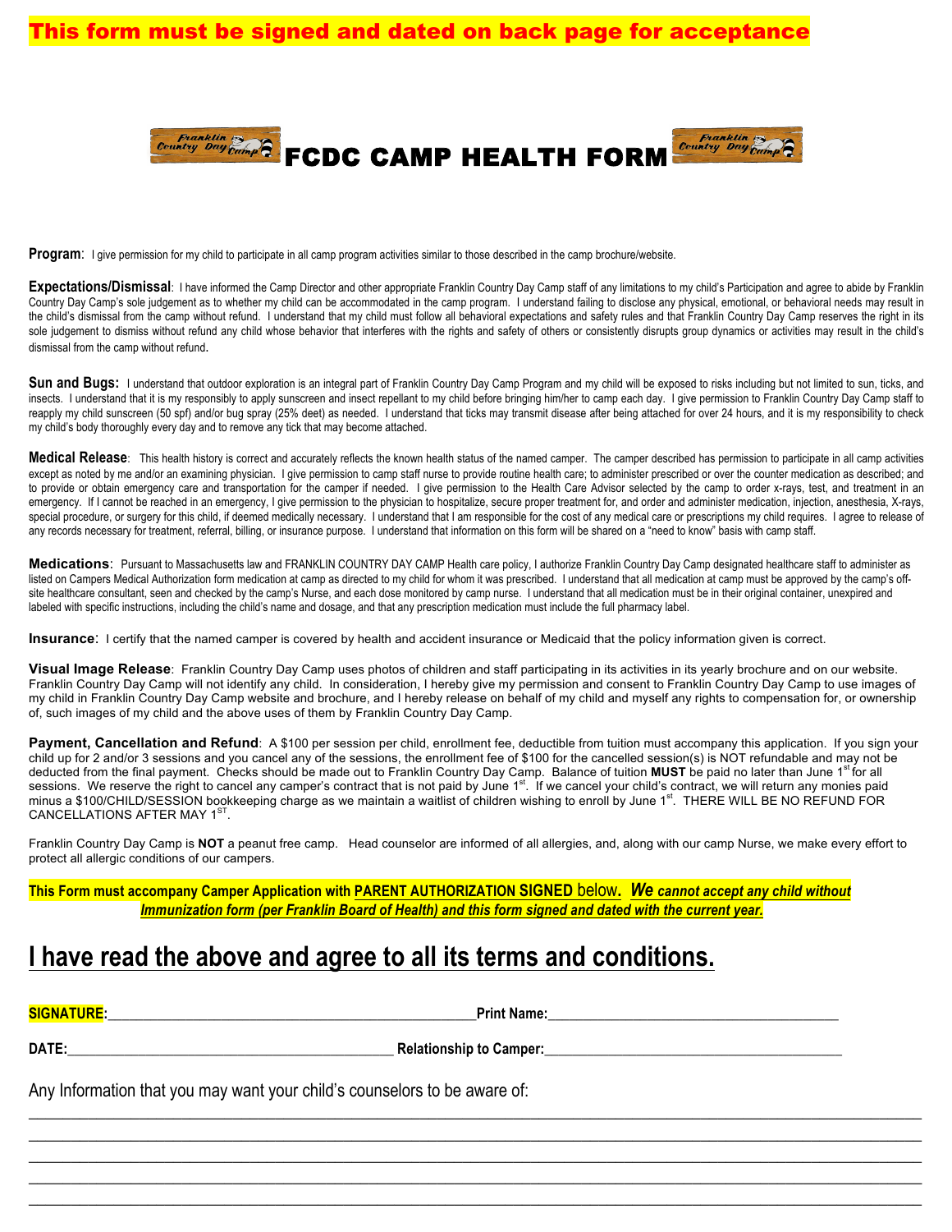**This form must be signed and dated on back page for acceptance**

# FCDC CAMP HEALTH FORM

**Program**: I give permission for my child to participate in all camp program activities similar to those described in the camp brochure/website.

**Expectations/Dismissal**: I have informed the Camp Director and other appropriate Franklin Country Day Camp staff of any limitations to my child's Participation and agree to abide by Franklin Country Day Camp's sole judgement as to whether my child can be accommodated in the camp program. I understand failing to disclose any physical, emotional, or behavioral needs may result in the child's dismissal from the camp without refund. I understand that my child must follow all behavioral expectations and safety rules and that Franklin Country Day Camp reserves the right in its sole judgement to dismiss without refund any child whose behavior that interferes with the rights and safety of others or consistently disrupts group dynamics or activities may result in the child's dismissal from the camp without refund.

**Sun and Bugs:** I understand that outdoor exploration is an integral part of Franklin Country Day Camp Program and my child will be exposed to risks including but not limited to sun, ticks, and insects. I understand that it is my responsibly to apply sunscreen and insect repellant to my child before bringing him/her to camp each day. I give permission to Franklin Country Day Camp staff to reapply my child sunscreen (50 spf) and/or bug spray (25% deet) as needed. I understand that ticks may transmit disease after being attached for over 24 hours, and it is my responsibility to check my child's body thoroughly every day and to remove any tick that may become attached.

**Medical Release**: This health history is correct and accurately reflects the known health status of the named camper. The camper described has permission to participate in all camp activities except as noted by me and/or an examining physician. I give permission to camp staff nurse to provide routine health care; to administer prescribed or over the counter medication as described; and to provide or obtain emergency care and transportation for the camper if needed. I give permission to the Health Care Advisor selected by the camp to order x-rays, test, and treatment in an emergency. If I cannot be reached in an emergency, I give permission to the physician to hospitalize, secure proper treatment for, and order and administer medication, injection, anesthesia, X-rays, special procedure, or surgery for this child, if deemed medically necessary. I understand that I am responsible for the cost of any medical care or prescriptions my child requires. I agree to release of any records necessary for treatment, referral, billing, or insurance purpose. I understand that information on this form will be shared on a "need to know" basis with camp staff.

**Medications**: Pursuant to Massachusetts law and FRANKLIN COUNTRY DAY CAMP Health care policy, I authorize Franklin Country Day Camp designated healthcare staff to administer as listed on Campers Medical Authorization form medication at camp as directed to my child for whom it was prescribed. I understand that all medication at camp must be approved by the camp's off-site healthcare consultant, seen and checked by the camp's Nurse, and each dose monitored by camp nurse. I understand that all medication must be in their original container, unexpired and labeled with specific instructions, including the child's name and dosage, and that any prescription medication must include the full pharmacy label.

**Insurance**: I certify that the named camper is covered by health and accident insurance or Medicaid that the policy information given is correct.

**Visual Image Release**: Franklin Country Day Camp uses photos of children and staff participating in its activities in its yearly brochure and on our website. Franklin Country Day Camp will not identify any child. In consideration, I hereby give my permission and consent to Franklin Country Day Camp to use images of my child in Franklin Country Day Camp website and brochure, and I hereby release on behalf of my child and myself any rights to compensation for, or ownership of, such images of my child and the above uses of them by Franklin Country Day Camp.

**Payment, Cancellation and Refund**: A $100 per session per child, enrollment fee, deductible from tuition must accompany this application. If you sign your child up for 2 and/or 3 sessions and you cancel any of the sessions, the enrollment fee of $100 for the cancelled session(s) is NOT refundable and may not be deducted from the final payment. Checks should be made out to Franklin Country Day Camp. Balance of tuition **MUST** be paid no later than June 1st for all sessions. We reserve the right to cancel any camper's contract that is not paid by June 1st. If we cancel your child's contract, we will return any monies paid minus a $100/CHILD/SESSION bookkeeping charge as we maintain a waitlist of children wishing to enrol by June 1st. THERE WILL BE NO REFUND FOR CANCELLATIONS AFTER MAY 1ST.

Franklin Country Day Camp is **NOT** a peanut free camp. Head counselor are informed of all allergies, and, along with our camp Nurse, we make every effort to protect all allergic conditions of our campers.

**This Form must accompany Camper Application with PARENT AUTHORIZATION SIGNED below. *We cannot accept any child without Immunization form (per Franklin Board of Health) and this form signed and dated with the current year.***

## I have read the above and agree to all its terms and conditions.

**SIGNATURE:**\_\_\_\_\_\_\_\_\_\_\_\_\_\_\_\_\_\_\_\_\_\_\_\_\_\_\_\_\_\_\_\_\_\_\_\_\_\_\_\_ **Print Name:**\_\_\_\_\_\_\_\_\_\_\_\_\_\_\_\_\_\_\_\_\_\_\_\_\_\_\_\_\_\_\_\_\_\_

**DATE:**\_\_\_\_\_\_\_\_\_\_\_\_\_\_\_\_\_\_\_\_\_\_\_\_\_\_\_\_\_\_\_\_\_\_\_\_\_\_ **Relationship to Camper:**\_\_\_\_\_\_\_\_\_\_\_\_\_\_\_\_\_\_\_\_\_\_\_\_\_\_\_\_\_\_\_\_\_\_

Any Information that you may want your child's counselors to be aware of:

\_\_\_\_\_\_\_\_\_\_\_\_\_\_\_\_\_\_\_\_\_\_\_\_\_\_\_\_\_\_\_\_\_\_\_\_\_\_\_\_\_\_\_\_\_\_\_\_\_\_\_\_\_\_\_\_\_\_\_\_\_\_\_\_\_\_\_\_\_\_\_\_\_\_\_\_\_\_

\_\_\_\_\_\_\_\_\_\_\_\_\_\_\_\_\_\_\_\_\_\_\_\_\_\_\_\_\_\_\_\_\_\_\_\_\_\_\_\_\_\_\_\_\_\_\_\_\_\_\_\_\_\_\_\_\_\_\_\_\_\_\_\_\_\_\_\_\_\_\_\_\_\_\_\_\_\_

\_\_\_\_\_\_\_\_\_\_\_\_\_\_\_\_\_\_\_\_\_\_\_\_\_\_\_\_\_\_\_\_\_\_\_\_\_\_\_\_\_\_\_\_\_\_\_\_\_\_\_\_\_\_\_\_\_\_\_\_\_\_\_\_\_\_\_\_\_\_\_\_\_\_\_\_\_\_

\_\_\_\_\_\_\_\_\_\_\_\_\_\_\_\_\_\_\_\_\_\_\_\_\_\_\_\_\_\_\_\_\_\_\_\_\_\_\_\_\_\_\_\_\_\_\_\_\_\_\_\_\_\_\_\_\_\_\_\_\_\_\_\_\_\_\_\_\_\_\_\_\_\_\_\_\_\_

\_\_\_\_\_\_\_\_\_\_\_\_\_\_\_\_\_\_\_\_\_\_\_\_\_\_\_\_\_\_\_\_\_\_\_\_\_\_\_\_\_\_\_\_\_\_\_\_\_\_\_\_\_\_\_\_\_\_\_\_\_\_\_\_\_\_\_\_\_\_\_\_\_\_\_\_\_\_